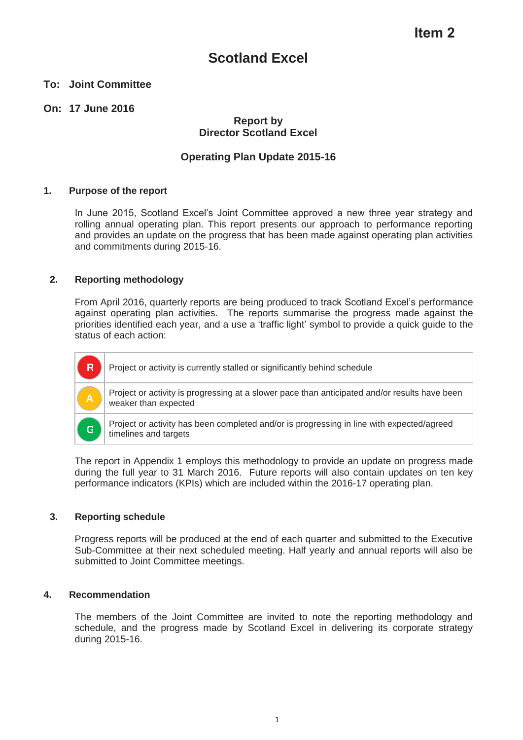**Item 2**

# Scotland Excel

**To: Joint Committee**

**On: 17 June 2016**

**Report by**
**Director Scotland Excel**

**Operating Plan Update 2015-16**

## 1. Purpose of the report

In June 2015, Scotland Excel's Joint Committee approved a new three year strategy and rolling annual operating plan. This report presents our approach to performance reporting and provides an update on the progress that has been made against operating plan activities and commitments during 2015-16.

## 2. Reporting methodology

From April 2016, quarterly reports are being produced to track Scotland Excel's performance against operating plan activities. The reports summarise the progress made against the priorities identified each year, and a use a 'traffic light' symbol to provide a quick guide to the status of each action:

| | |
|---|---|
| R | Project or activity is currently stalled or significantly behind schedule |
| A | Project or activity is progressing at a slower pace than anticipated and/or results have been weaker than expected |
| G | Project or activity has been completed and/or is progressing in line with expected/agreed timelines and targets |

The report in Appendix 1 employs this methodology to provide an update on progress made during the full year to 31 March 2016. Future reports will also contain updates on ten key performance indicators (KPIs) which are included within the 2016-17 operating plan.

## 3. Reporting schedule

Progress reports will be produced at the end of each quarter and submitted to the Executive Sub-Committee at their next scheduled meeting. Half yearly and annual reports will also be submitted to Joint Committee meetings.

## 4. Recommendation

The members of the Joint Committee are invited to note the reporting methodology and schedule, and the progress made by Scotland Excel in delivering its corporate strategy during 2015-16.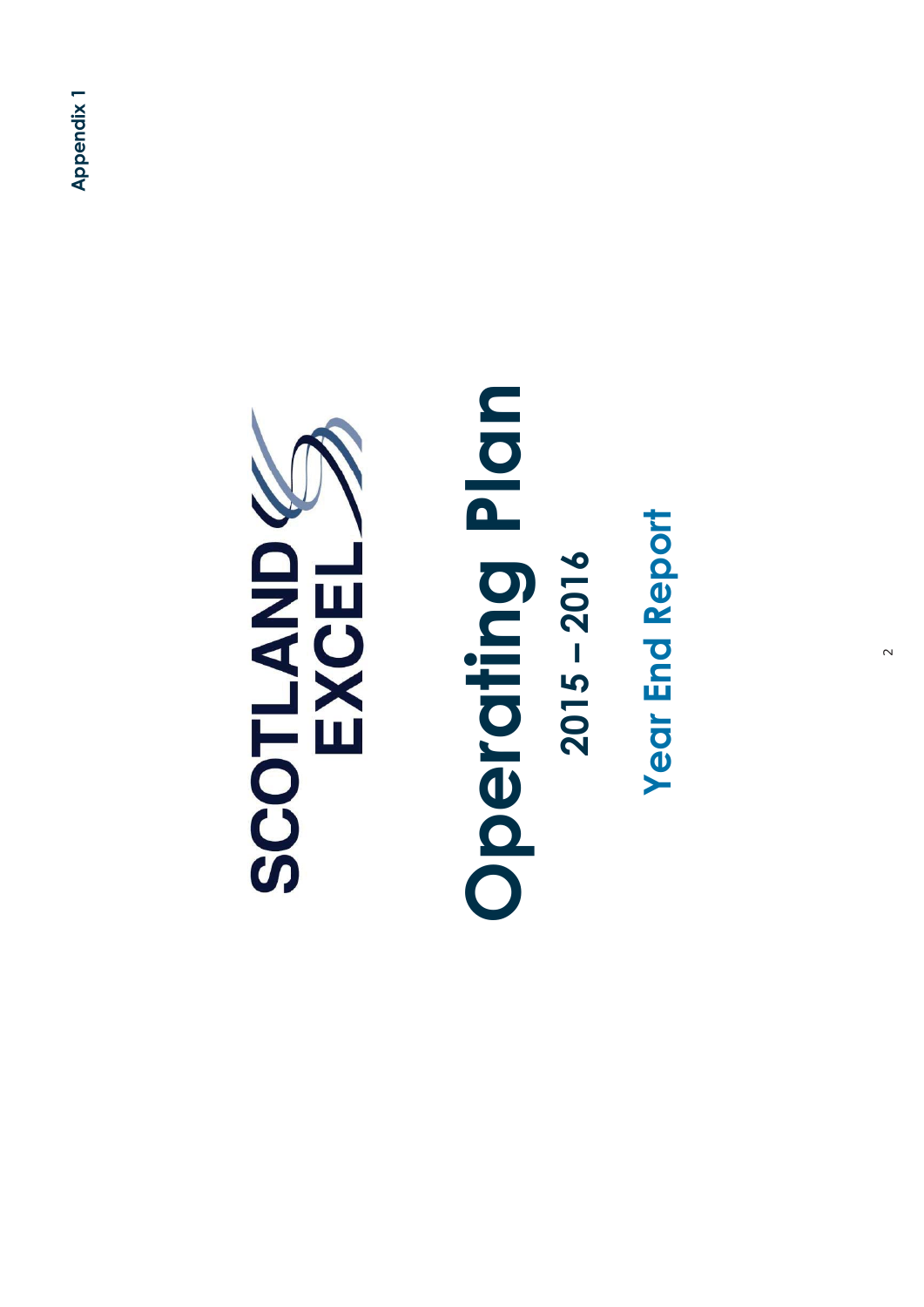Appendix 1

# SCOTLAND EXCEL

# Operating Plan

## 2015 – 2016

## Year End Report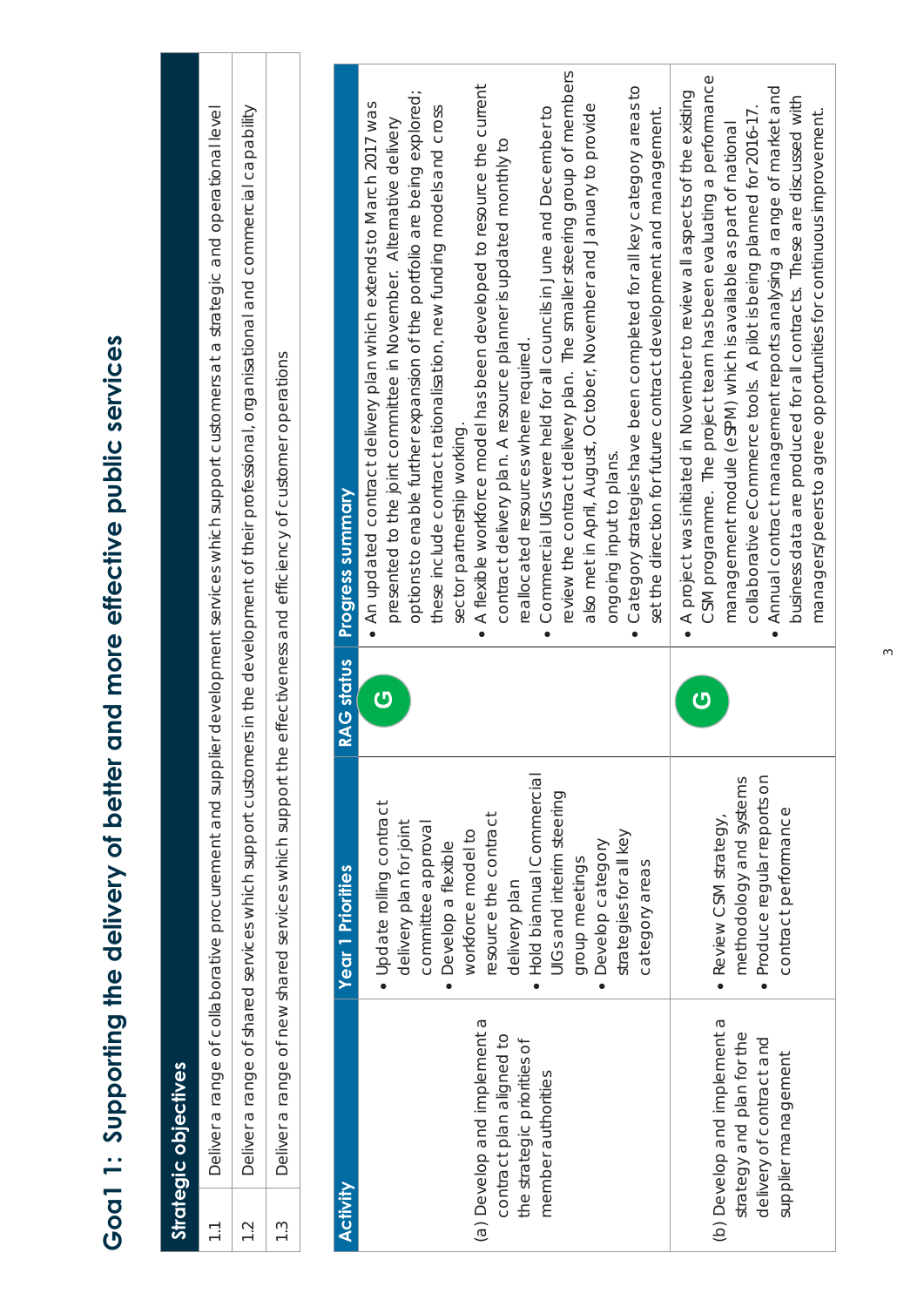# Goal 1: Supporting the delivery of better and more effective public services

| Strategic objectives | |
|---|---|
| 1.1 | Deliver a range of collaborative procurement and supplier development services which support customers at a strategic and operational level |
| 1.2 | Deliver a range of shared services which support customers in the development of their professional, organisational and commercial capability |
| 1.3 | Deliver a range of new shared services which support the effectiveness and efficiency of customer operations |

| Activity | Year 1 Priorities | RAG status | Progress summary |
|---|---|---|---|
| (a) Develop and implement a contract plan aligned to the strategic priorities of member authorities | • Update rolling contract delivery plan for joint committee approval<br>• Develop a flexible workforce model to resource the contract delivery plan<br>• Hold biannual Commercial UIGs and interim steering group meetings<br>• Develop category strategies for all key category areas | G | • An updated contract delivery plan which extends to March 2017 was presented to the joint committee in November. Alternative delivery options to enable further expansion of the portfolio are being explored; these include contract rationalisation, new funding models and cross sector partnership working.<br>• A flexible workforce model has been developed to resource the current contract delivery plan. A resource planner is updated monthly to reallocated resources where required.<br>• Commercial UIGs were held for all councils in June and December to review the contract delivery plan. The smaller steering group of members also met in April, August, October, November and January to provide ongoing input to plans.<br>• Category strategies have been completed for all key category areas to set the direction for future contract development and management. |
| (b) Develop and implement a strategy and plan for the delivery of contract and supplier management | • Review CSM strategy, methodology and systems<br>• Produce regular reports on contract performance | G | • A project was initiated in November to review all aspects of the existing CSM programme. The project team has been evaluating a performance management module (eSPM) which is available as part of national collaborative eCommerce tools. A pilot is being planned for 2016-17.<br>• Annual contract management reports analysing a range of market and business data are produced for all contracts. These are discussed with managers/peers to agree opportunities for continuous improvement. |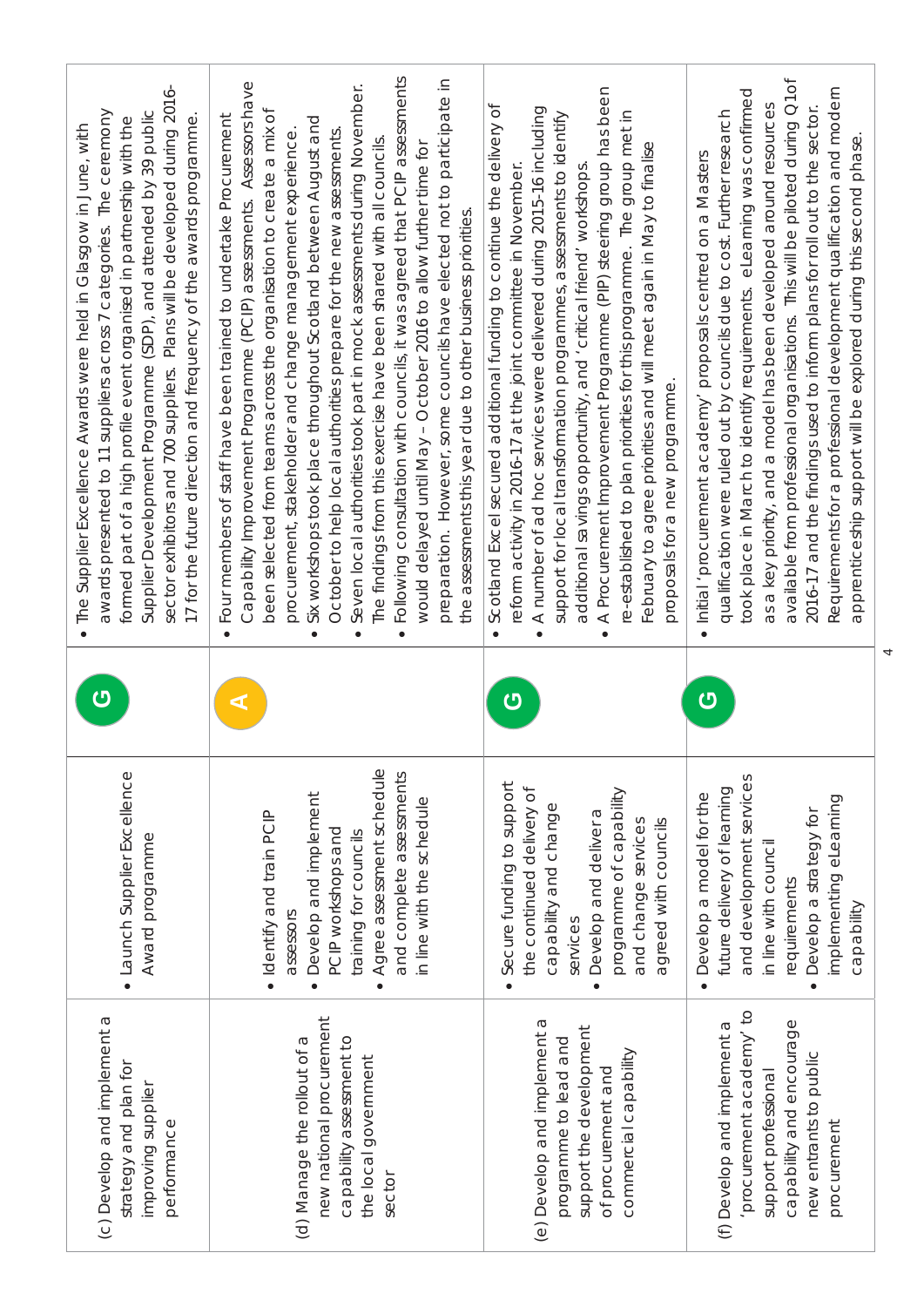| | | | |
|---|---|---|---|
| (c) Develop and implement a strategy and plan for improving supplier performance | • Launch Supplier Excellence Award programme | G | • The Supplier Excellence Awards were held in Glasgow in June, with awards presented to 11 suppliers across 7 categories. The ceremony formed part of a high profile event organised in partnership with the Supplier Development Programme (SDP), and attended by 39 public sector exhibitors and 700 suppliers. Plans will be developed during 2016-17 for the future direction and frequency of the awards programme. |
| (d) Manage the rollout of a new national procurement capability assessment to the local government sector | • Identify and train PCIP assessors<br>• Develop and implement PCIP workshops and training for councils<br>• Agree assessment schedule and complete assessments in line with the schedule | A | • Four members of staff have been trained to undertake Procurement Capability Improvement Programme (PCIP) assessments. Assessors have been selected from teams across the organisation to create a mix of procurement, stakeholder and change management experience.<br>• Six workshops took place throughout Scotland between August and October to help local authorities prepare for the new assessments.<br>• Seven local authorities took part in mock assessments during November. The findings from this exercise have been shared with all councils.<br>• Following consultation with councils, it was agreed that PCIP assessments would delayed until May – October 2016 to allow further time for preparation. However, some councils have elected not to participate in the assessments this year due to other business priorities. |
| (e) Develop and implement a programme to lead and support the development of procurement and commercial capability | • Secure funding to support the continued delivery of capability and change services<br>• Develop and deliver a programme of capability and change services agreed with councils | G | • Scotland Excel secured additional funding to continue the delivery of reform activity in 2016-17 at the joint committee in November.<br>• A number of ad hoc services were delivered during 2015-16 including support for local transformation programmes, assessments to identify additional savings opportunity, and 'critical friend' workshops.<br>• A Procurement Improvement Programme (PIP) steering group has been re-established to plan priorities for this programme. The group met in February to agree priorities and will meet again in May to finalise proposals for a new programme. |
| (f) Develop and implement a 'procurement academy' to support professional capability and encourage new entrants to public procurement | • Develop a model for the future delivery of learning and development services in line with council requirements<br>• Develop a strategy for implementing eLearning capability | G | • Initial 'procurement academy' proposals centred on a Masters qualification were ruled out by councils due to cost. Further research took place in March to identify requirements. eLearning was confirmed as a key priority, and a model has been developed around resources available from professional organisations. This will be piloted during Q1of 2016-17 and the findings used to inform plans for roll out to the sector. Requirements for a professional development qualification and modern apprenticeship support will be explored during this second phase. |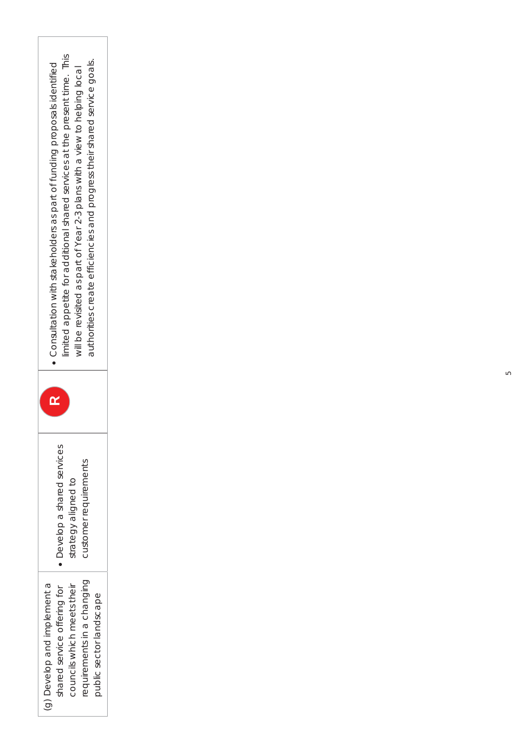| | | | |
|---|---|---|---|
| (g) Develop and implement a shared service offering for councils which meets their requirements in a changing public sector landscape | • Develop a shared services strategy aligned to customer requirements | R | • Consultation with stakeholders as part of funding proposals identified limited appetite for additional shared services at the present time. This will be revisited as part of Year 2-3 plans with a view to helping local authorities create efficiencies and progress their shared service goals. |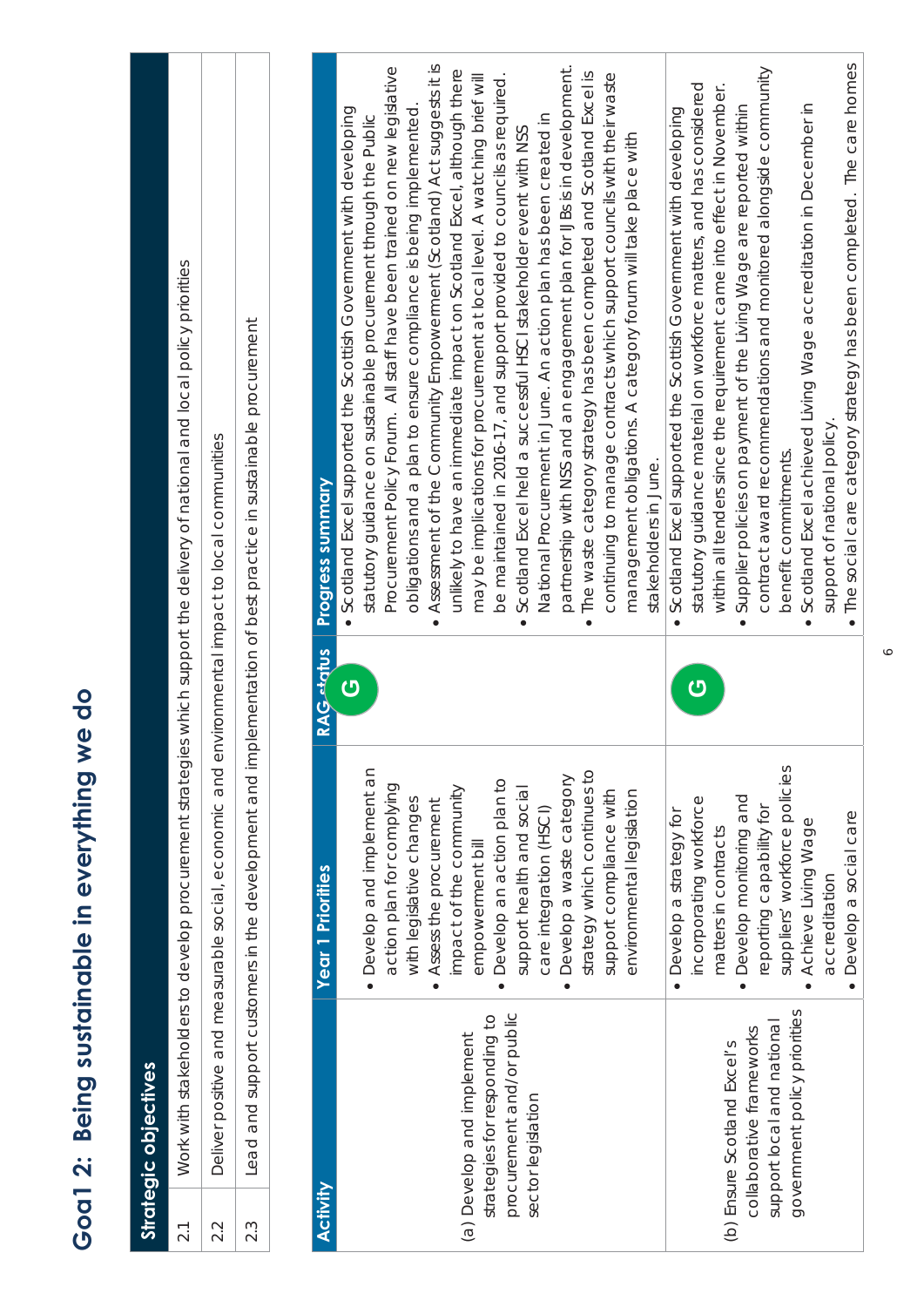# Goal 2: Being sustainable in everything we do

| Strategic objectives | |
|---|---|
| 2.1 | Work with stakeholders to develop procurement strategies which support the delivery of national and local policy priorities |
| 2.2 | Deliver positive and measurable social, economic and environmental impact to local communities |
| 2.3 | Lead and support customers in the development and implementation of best practice in sustainable procurement |

| Activity | Year 1 Priorities | RAG status | Progress summary |
|---|---|---|---|
| (a) Develop and implement strategies for responding to procurement and/or public sector legislation | • Develop and implement an action plan for complying with legislative changes<br>• Assess the procurement impact of the community empowerment bill<br>• Develop an action plan to support health and social care integration (HSCI)<br>• Develop a waste category strategy which continues to support compliance with environmental legislation | G | • Scotland Excel supported the Scottish Government with developing statutory guidance on sustainable procurement through the Public Procurement Policy Forum. All staff have been trained on new legislative obligations and a plan to ensure compliance is being implemented.<br>• Assessment of the Community Empowerment (Scotland) Act suggests it is unlikely to have an immediate impact on Scotland Excel, although there may be implications for procurement at a local level. A watching brief will be maintained in 2016-17, and support provided to councils as required.<br>• Scotland Excel held a successful HSCI stakeholder event with NSS National Procurement in June. An action plan has been created in partnership with NSS and an engagement plan for IJBs is in development.<br>• The waste category strategy has been completed and Scotland Excel is continuing to manage contracts which support councils with their waste management obligations. A category forum will take place with stakeholders in June. |
| (b) Ensure Scotland Excel's collaborative frameworks support local and national government policy priorities | • Develop a strategy for incorporating workforce matters in contracts<br>• Develop monitoring and reporting capability for suppliers' workforce policies<br>• Achieve Living Wage accreditation<br>• Develop a social care | G | • Scotland Excel supported the Scottish Government with developing statutory guidance material on workforce matters, and has considered within all tenders since the requirement came into effect in November.<br>• Supplier policies on payment of the Living Wage are reported within contract award recommendations and monitored alongside community benefit commitments.<br>• Scotland Excel achieved Living Wage accreditation in December in support of national policy.<br>• The social care category strategy has been completed. The care homes |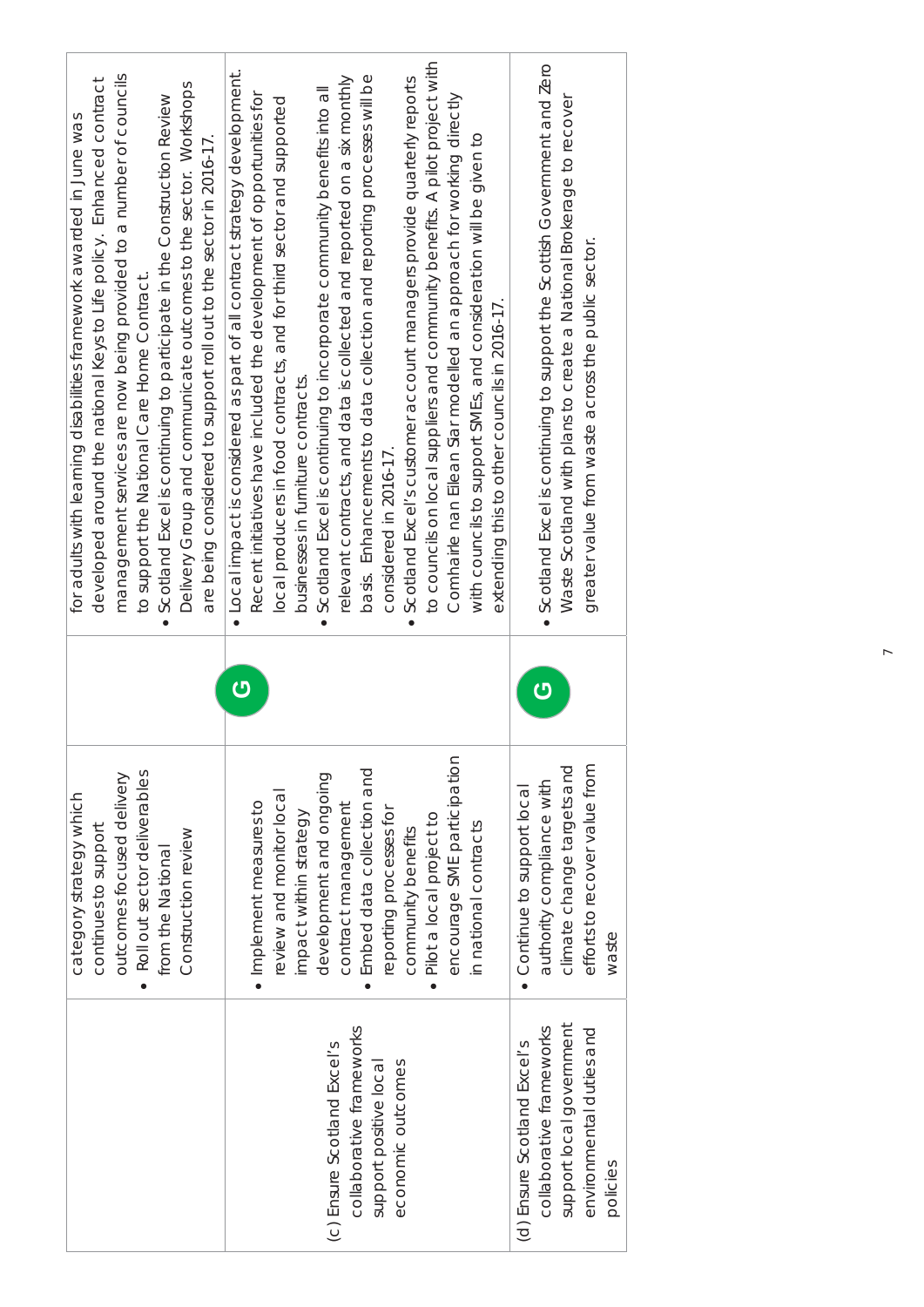| | | | |
|---|---|---|---|
| | category strategy which continues to support outcomes focused delivery<br>• Roll out sector deliverables from the National Construction review | | for adults with learning disabilities framework awarded in June was developed around the national Keys to Life policy. Enhanced contract management services are now being provided to a number of councils to support the National Care Home Contract.<br>• Scotland Excel is continuing to participate in the Construction Review Delivery Group and communicate outcomes to the sector. Workshops are being considered to support roll out to the sector in 2016-17. |
| (c) Ensure Scotland Excel's collaborative frameworks support positive local economic outcomes | • Implement measures to review and monitor local impact within strategy development and ongoing contract management<br>• Embed data collection and reporting processes for community benefits<br>• Pilot a local project to encourage SME participation in national contracts | G | • Local impact is considered as part of all contract strategy development. Recent initiatives have included the development of opportunities for local producers in food contracts, and for third sector and supported businesses in furniture contracts.<br>• Scotland Excel is continuing to incorporate community benefits into all relevant contracts, and data is collected and reported on a six monthly basis. Enhancements to data collection and reporting processes will be considered in 2016-17.<br>• Scotland Excel's customer account managers provide quarterly reports to councils on local suppliers and community benefits. A pilot project with Comhairle nan Eilean Siar modelled an approach for working directly with councils to support SMEs, and consideration will be given to extending this to other councils in 2016-17. |
| (d) Ensure Scotland Excel's collaborative frameworks support local government environmental duties and policies | • Continue to support local authority compliance with climate change targets and efforts to recover value from waste | G | • Scotland Excel is continuing to support the Scottish Government and Zero Waste Scotland with plans to create a National Brokerage to recover greater value from waste across the public sector. |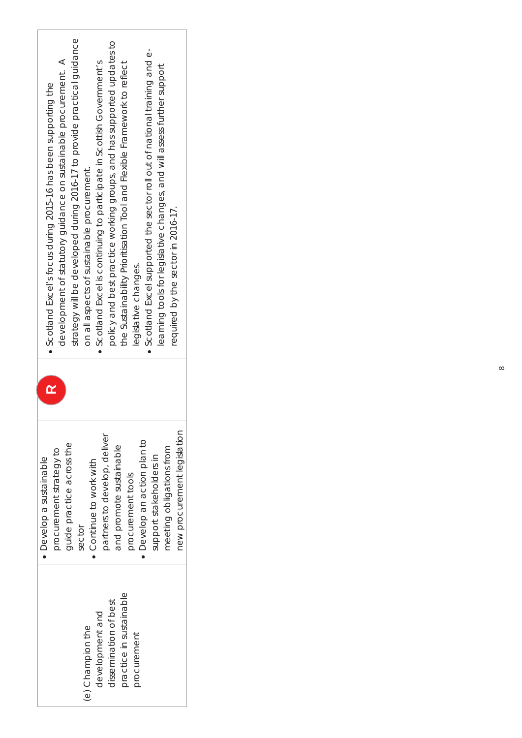| | | | |
|---|---|---|---|
| (e) Champion the development and dissemination of best practice in sustainable procurement | • Develop a sustainable procurement strategy to guide practice across the sector<br>• Continue to work with partners to develop, deliver and promote sustainable procurement tools<br>• Develop an action plan to support stakeholders in meeting obligations from new procurement legislation | R | • Scotland Excel's focus during 2015-16 has been supporting the development of statutory guidance on sustainable procurement. A strategy will be developed during 2016-17 to provide practical guidance on all aspects of sustainable procurement.<br>• Scotland Excel is continuing to participate in Scottish Government's policy and best practice working groups, and has supported updates to the Sustainability Prioritisation Tool and Flexible Framework to reflect legislative changes.<br>• Scotland Excel supported the sector roll out of national training and e-learning tools for legislative changes, and will assess further support required by the sector in 2016-17. |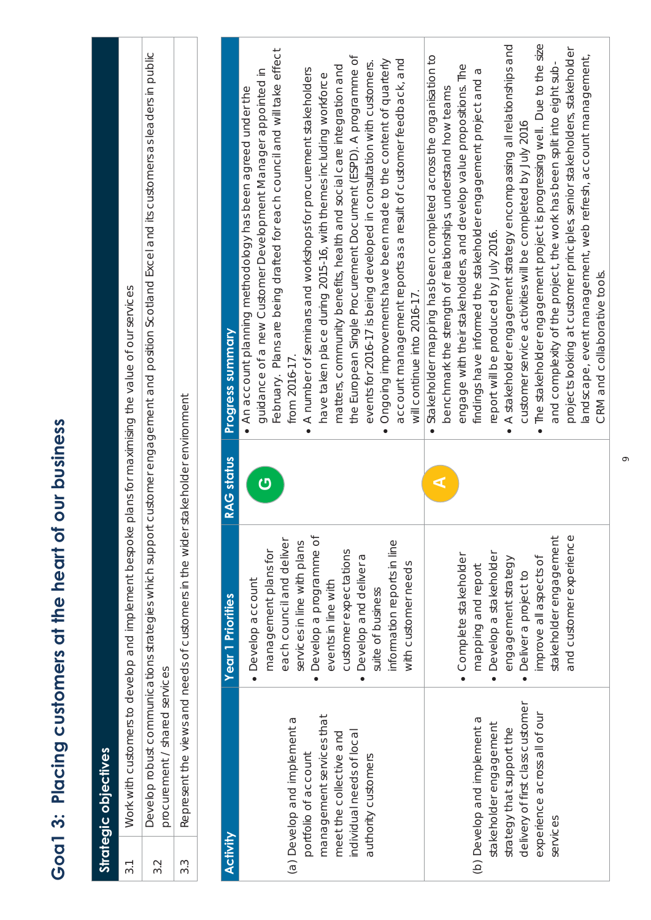# Goal 3: Placing customers at the heart of our business

| Strategic objectives | |
|---|---|
| 3.1 | Work with customers to develop and implement bespoke plans for maximising the value of our services |
| 3.2 | Develop robust communications strategies which support customer engagement and position Scotland Excel and its customers as leaders in public procurement / shared services |
| 3.3 | Represent the views and needs of customers in the wider stakeholder environment |

| Activity | Year 1 Priorities | RAG status | Progress summary |
|---|---|---|---|
| (a) Develop and implement a portfolio of account management services that meet the collective and individual needs of local authority customers | • Develop account management plans for each council and deliver services in line with plans<br>• Develop a programme of events in line with customer expectations<br>• Develop and deliver a suite of business information reports in line with customer needs | G | • An account planning methodology has been agreed under the guidance of a new Customer Development Manager appointed in February. Plans are being drafted for each council and will take effect from 2016-17.<br>• A number of seminars and workshops for procurement stakeholders have taken place during 2015-16, with themes including workforce matters, community benefits, health and social care integration and the European Single Procurement Document (ESPD). A programme of events for 2016-17 is being developed in consultation with customers.<br>• Ongoing improvements have been made to the content of quarterly account management reports as a result of customer feedback, and will continue into 2016-17. |
| (b) Develop and implement a stakeholder engagement strategy that support the delivery of first class customer experience across all of our services | • Complete stakeholder mapping and report<br>• Develop a stakeholder engagement strategy<br>• Deliver a project to improve all aspects of stakeholder engagement and customer experience | A | • Stakeholder mapping has been completed across the organisation to benchmark the strength of relationships, understand how teams engage with their stakeholders, and develop value propositions. The findings have informed the stakeholder engagement project and a report will be produced by July 2016.<br>• A stakeholder engagement strategy encompassing all relationships and customer service activities will be completed by July 2016<br>• The stakeholder engagement project is progressing well. Due to the size and complexity of the project, the work has been split into eight sub-projects looking at customer principles, senior stakeholders, stakeholder landscape, event management, web refresh, account management, CRM and collaborative tools. |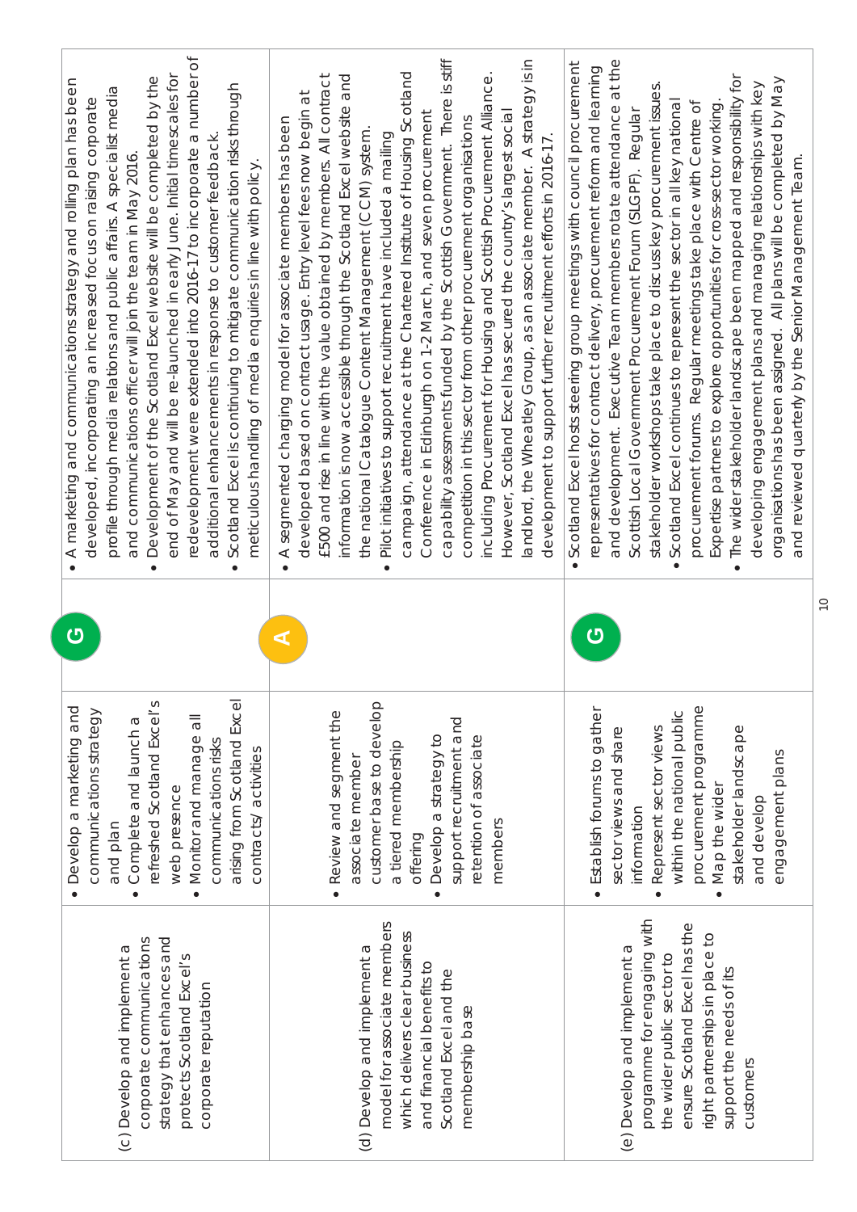| | | | |
|---|---|---|---|
| (c) Develop and implement a corporate communications strategy that enhances and protects Scotland Excel's corporate reputation | • Develop a marketing and communications strategy and plan<br>• Complete and launch a refreshed Scotland Excel's web presence<br>• Monitor and manage all communications risks arising from Scotland Excel contracts/ activities | G | • A marketing and communications strategy and rolling plan has been developed, incorporating an increased focus on raising corporate profile through media relations and public affairs. A specialist media and communications officer will join the team in May 2016.<br>• Development of the Scotland Excel website will be completed by the end of May and will be re-launched in early June. Initial timescales for redevelopment were extended into 2016-17 to incorporate a number of additional enhancements in response to customer feedback.<br>• Scotland Excel is continuing to mitigate communication risks through meticulous handling of media enquiries in line with policy. |
| (d) Develop and implement a model for associate members which delivers clear business and financial benefits to Scotland Excel and the membership base | • Review and segment the associate member customer base to develop a tiered membership offering<br>• Develop a strategy to support recruitment and retention of associate members | A | • A segmented charging model for associate members has been developed based on contract usage. Entry level fees now begin at £500 and rise in line with the value obtained by members. All contract information is now accessible through the Scotland Excel website and the national Catalogue Content Management (CCM) system.<br>• Pilot initiatives to support recruitment have included a mailing campaign, attendance at the Chartered Institute of Housing Scotland Conference in Edinburgh on 1-2 March, and seven procurement capability assessments funded by the Scottish Government. There is stiff competition in this sector from other procurement organisations including Procurement for Housing and Scottish Procurement Alliance. However, Scotland Excel has secured the country's largest social landlord, the Wheatley Group, as an associate member. A strategy is in development to support further recruitment efforts in 2016-17. |
| (e) Develop and implement a programme for engaging with the wider public sector to ensure Scotland Excel has the right partnerships in place to support the needs of its customers | • Establish forums to gather sector views and share information<br>• Represent sector views within the national public procurement programme<br>• Map the wider stakeholder landscape and develop engagement plans | G | • Scotland Excel hosts steering group meetings with council procurement representatives for contract delivery, procurement reform and learning and development. Executive Team members rotate attendance at the Scottish Local Government Procurement Forum (SLGPF). Regular stakeholder workshops take place to discuss key procurement issues.<br>• Scotland Excel continues to represent the sector in all key national procurement forums. Regular meetings take place with Centre of Expertise partners to explore opportunities for cross-sector working.<br>• The wider stakeholder landscape been mapped and responsibility for developing engagement plans and managing relationships with key organisations has been assigned. All plans will be completed by May and reviewed quarterly by the Senior Management Team. |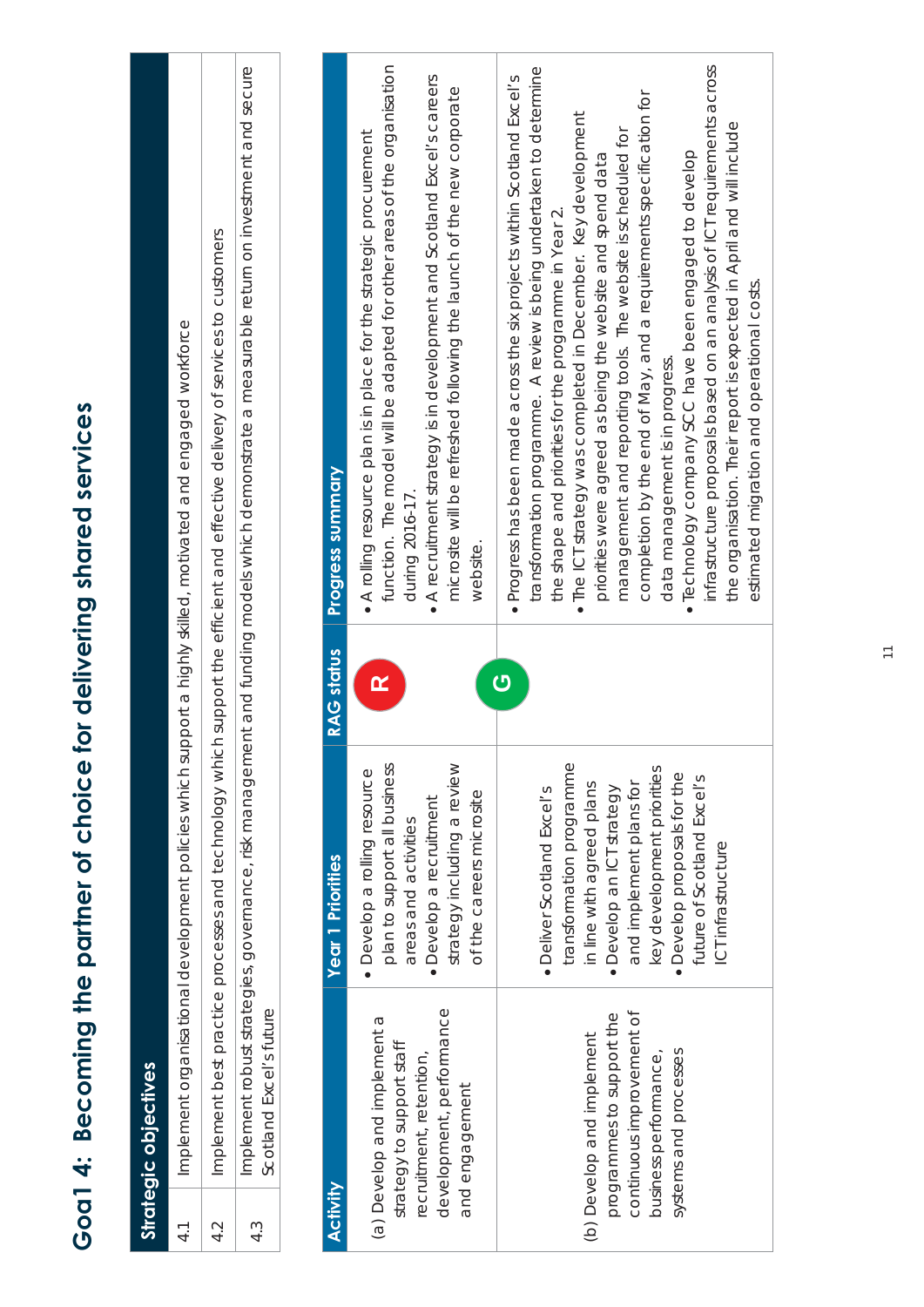# Goal 4: Becoming the partner of choice for delivering shared services

| Strategic objectives | |
|---|---|
| 4.1 | Implement organisational development policies which support a highly skilled, motivated and engaged workforce |
| 4.2 | Implement best practice processes and technology which support the efficient and effective delivery of services to customers |
| 4.3 | Implement robust strategies, governance, risk management and funding models which demonstrate a measurable return on investment and secure Scotland Excel's future |

| Activity | Year 1 Priorities | RAG status | Progress summary |
|---|---|---|---|
| (a) Develop and implement a strategy to support staff recruitment, retention, development, performance and engagement | • Develop a rolling resource plan to support all business areas and activities<br>• Develop a recruitment strategy including a review of the careers microsite | R | • A rolling resource plan is in place for the strategic procurement function. The model will be adapted for other areas of the organisation during 2016-17.<br>• A recruitment strategy is in development and Scotland Excel's careers microsite will be refreshed following the launch of the new corporate website. |
| (b) Develop and implement programmes to support the continuous improvement of business performance, systems and processes | • Deliver Scotland Excel's transformation programme in line with agreed plans<br>• Develop an ICT strategy and implement plans for key development priorities<br>• Develop proposals for the future of Scotland Excel's ICT infrastructure | G | • Progress has been made across the six projects within Scotland Excel's transformation programme. A review is being undertaken to determine the shape and priorities for the programme in Year 2.<br>• The ICT strategy was completed in December. Key development priorities were agreed as being the website and spend data management and reporting tools. The website is scheduled for completion by the end of May, and a requirements specification for data management is in progress.<br>• Technology company SCC have been engaged to develop infrastructure proposals based on an analysis of ICT requirements across the organisation. Their report is expected in April and will include estimated migration and operational costs. |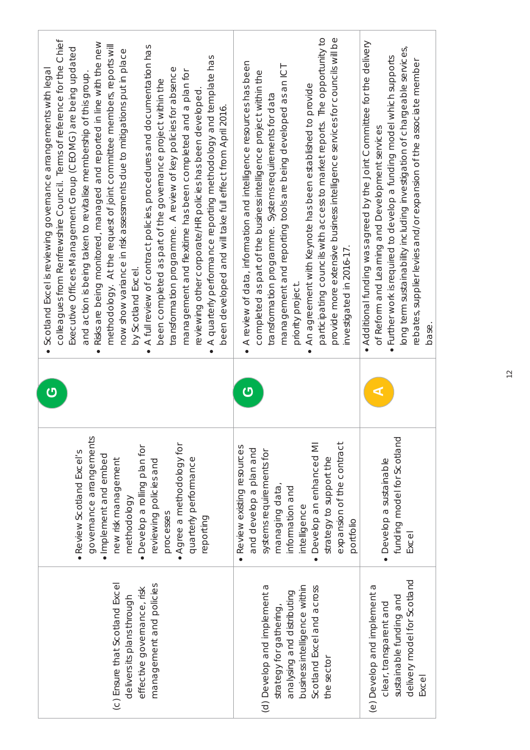| | | | |
|---|---|---|---|
| (c) Ensure that Scotland Excel delivers its plans through effective governance, risk management and policies | • Review Scotland Excel's governance arrangements<br>• Implement and embed new risk management methodology<br>• Develop a rolling plan for reviewing policies and processes<br>• Agree a methodology for quarterly performance reporting | G | • Scotland Excel is reviewing governance arrangements with legal colleagues from Renfrewshire Council. Terms of reference for the Chief Executive Officers Management Group (CEOMG) are being updated and action is being taken to revitalise membership of this group.<br>• Risks are being monitored, managed and reported in line with the new methodology. At the request of joint committee members, reports will now show variance in risk assessments due to mitigations put in place by Scotland Excel.<br>• A full review of contract policies, procedures and documentation has been completed as part of the governance project within the transformation programme. A review of key policies for absence management and flexitime has been completed and a plan for reviewing other corporate/HR policies has been developed.<br>• A quarterly performance reporting methodology and template has been developed and will take full effect from April 2016. |
| (d) Develop and implement a strategy for gathering, analysing and distributing business intelligence within Scotland Excel and across the sector | • Review existing resources and develop a plan and systems requirements for managing data, information and intelligence<br>• Develop an enhanced MI strategy to support the expansion of the contract portfolio | G | • A review of data, information and intelligence resources has been completed as part of the business intelligence project within the transformation programme. Systems requirements for data management and reporting tools are being developed as an ICT priority project.<br>• An agreement with Keynote has been established to provide participating councils with access to market reports. The opportunity to provide more extensive business intelligence services for councils will be investigated in 2016-17. |
| (e) Develop and implement a clear, transparent and sustainable funding and delivery model for Scotland Excel | • Develop a sustainable funding model for Scotland Excel | A | • Additional funding was agreed by the Joint Committee for the delivery of Reform and Learning and Development services<br>• Further work is required to develop a funding model which supports long term sustainability including investigation of chargeable services, rebates, supplier levies and/or expansion of the associate member base. |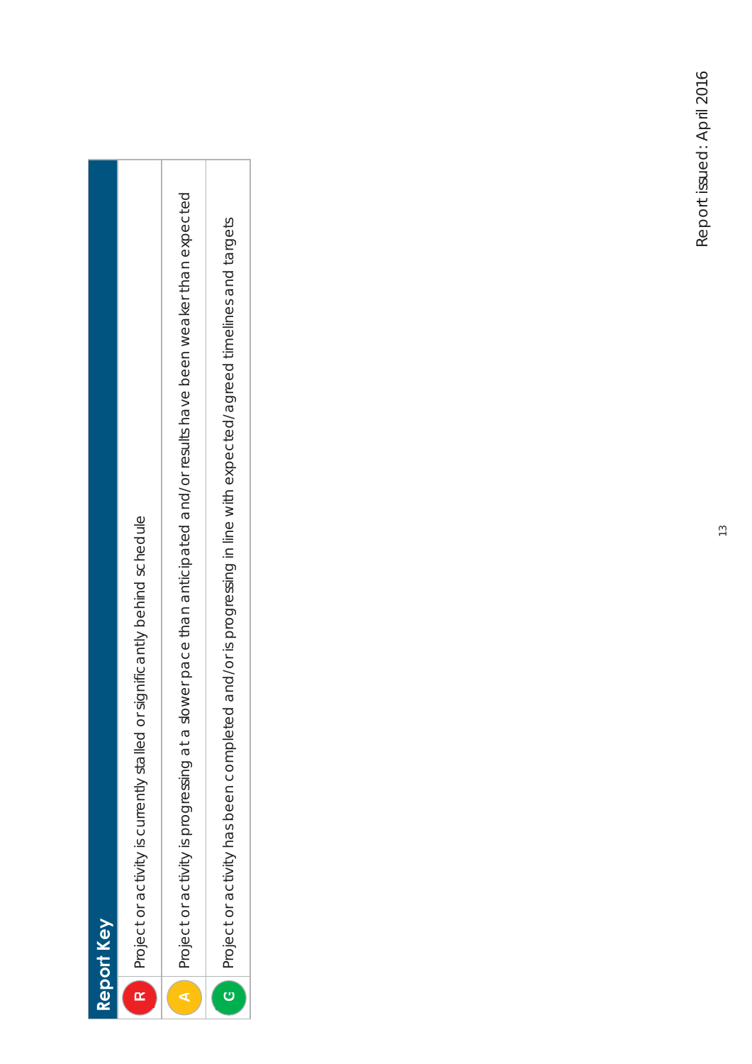| Report Key | |
|---|---|
| R | Project or activity is currently stalled or significantly behind schedule |
| A | Project or activity is progressing at a slower pace than anticipated and/or results have been weaker than expected |
| G | Project or activity has been completed and/or is progressing in line with expected/agreed timelines and targets |

Report issued: April 2016